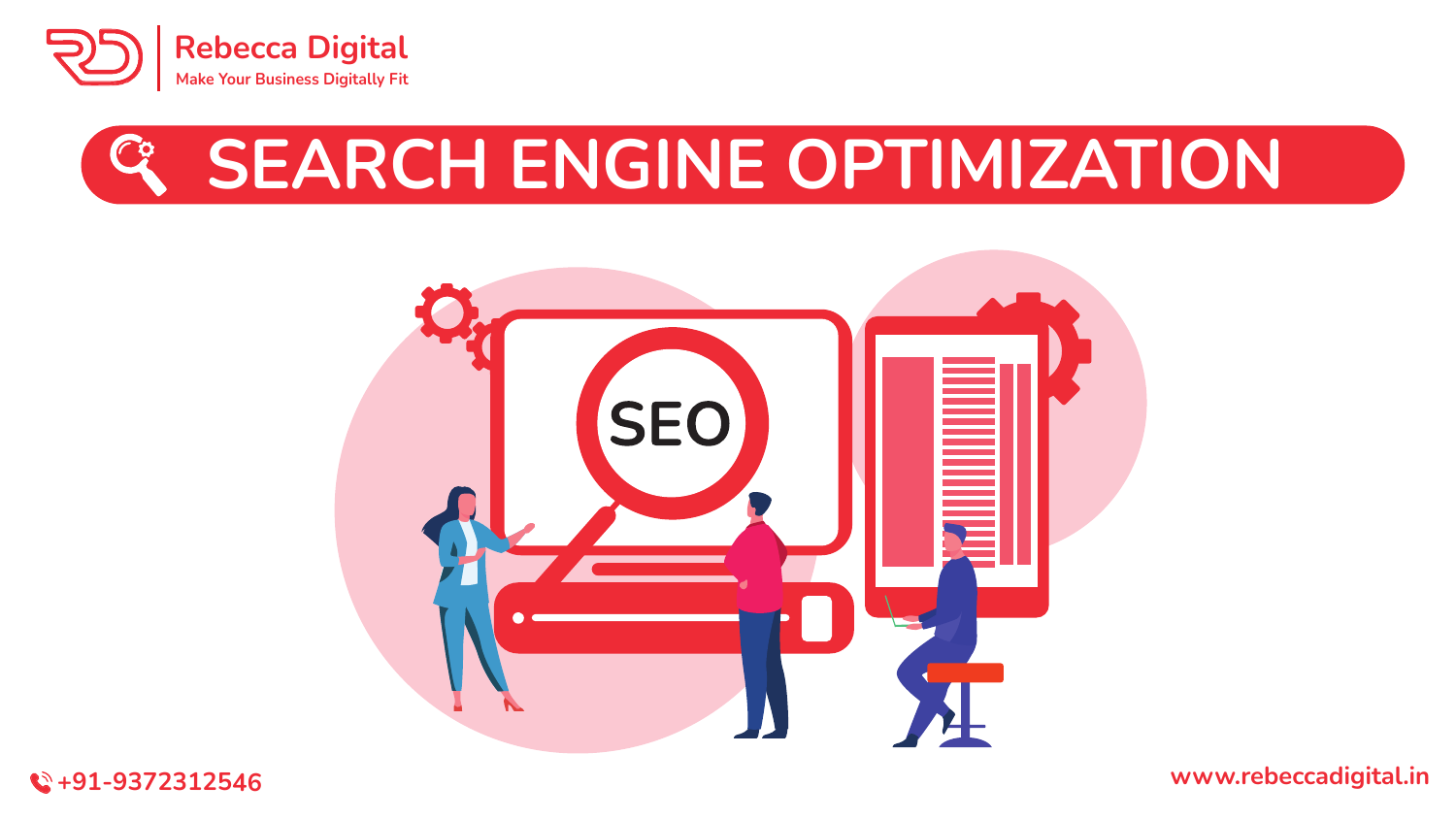Rebecca Digital

Make Your Business Digitally Fit

# SEARCH ENGINE OPTIMIZATION

SEO

+91-9372312546

www.rebeccadigital.in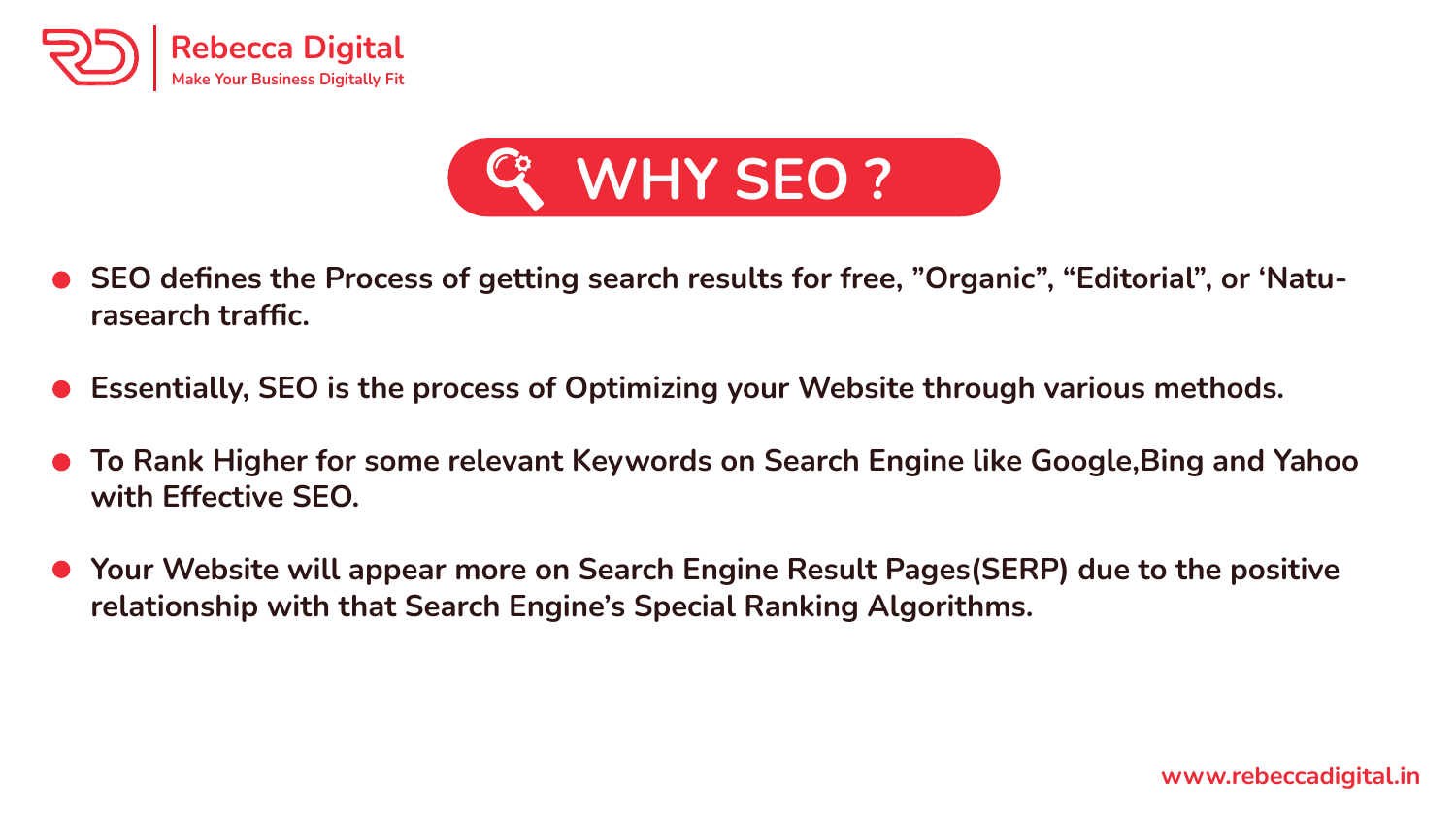# WHY SEO ?

- **SEO defines the Process of getting search results for free, ”Organic”, “Editorial”, or ‘Natu-rasearch traffic.**
- **Essentially, SEO is the process of Optimizing your Website through various methods.**
- **To Rank Higher for some relevant Keywords on Search Engine like Google,Bing and Yahoo with Effective SEO.**
- **Your Website will appear more on Search Engine Result Pages(SERP) due to the positive relationship with that Search Engine’s Special Ranking Algorithms.**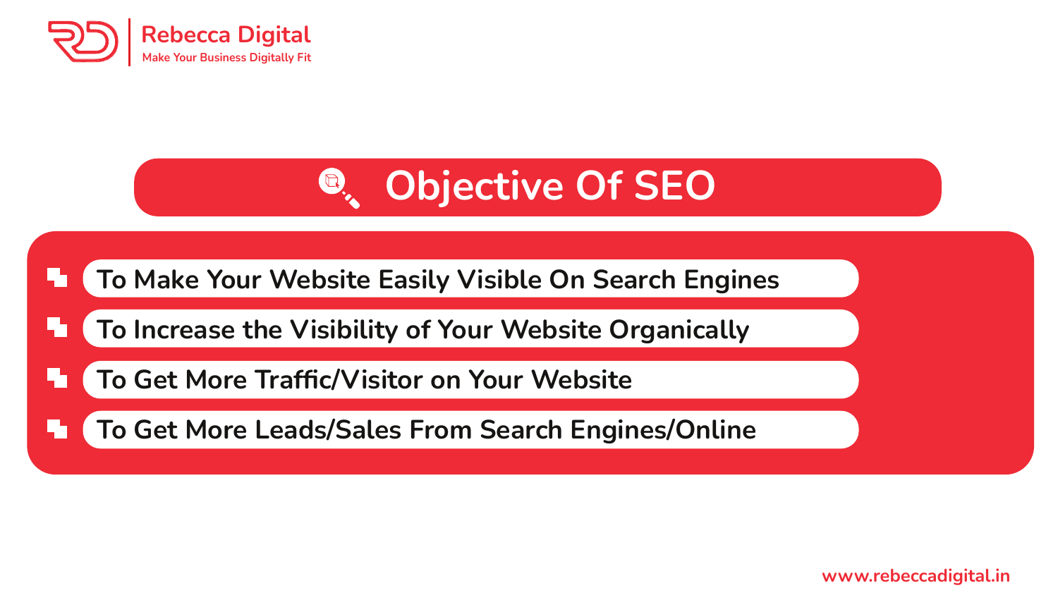# Objective Of SEO

- To Make Your Website Easily Visible On Search Engines
- To Increase the Visibility of Your Website Organically
- To Get More Traffic/Visitor on Your Website
- To Get More Leads/Sales From Search Engines/Online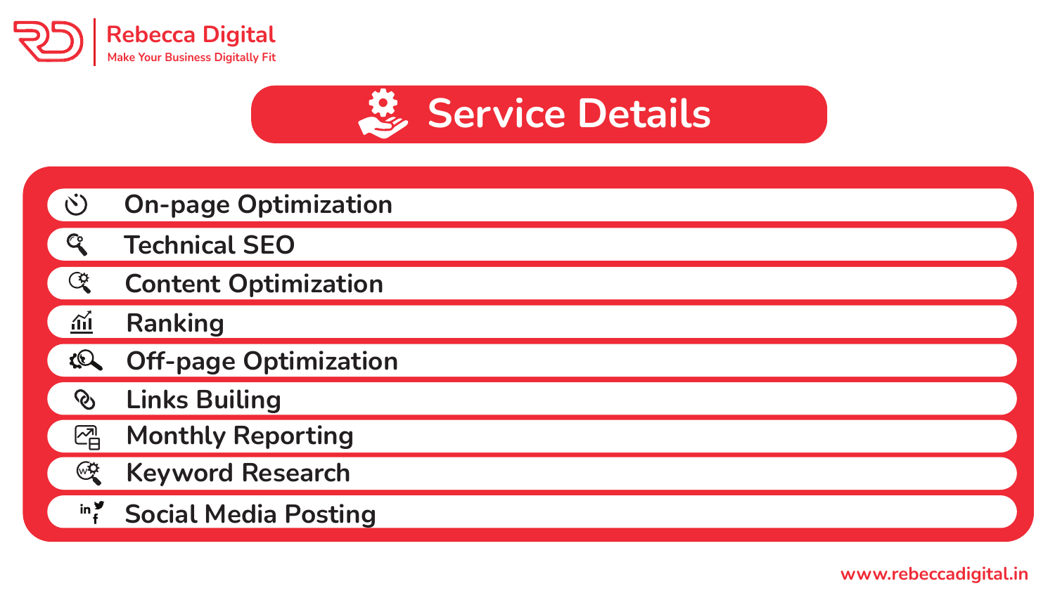Rebecca Digital
Make Your Business Digitally Fit

# Service Details

- On-page Optimization
- Technical SEO
- Content Optimization
- Ranking
- Off-page Optimization
- Links Builing
- Monthly Reporting
- Keyword Research
- Social Media Posting

www.rebeccadigital.in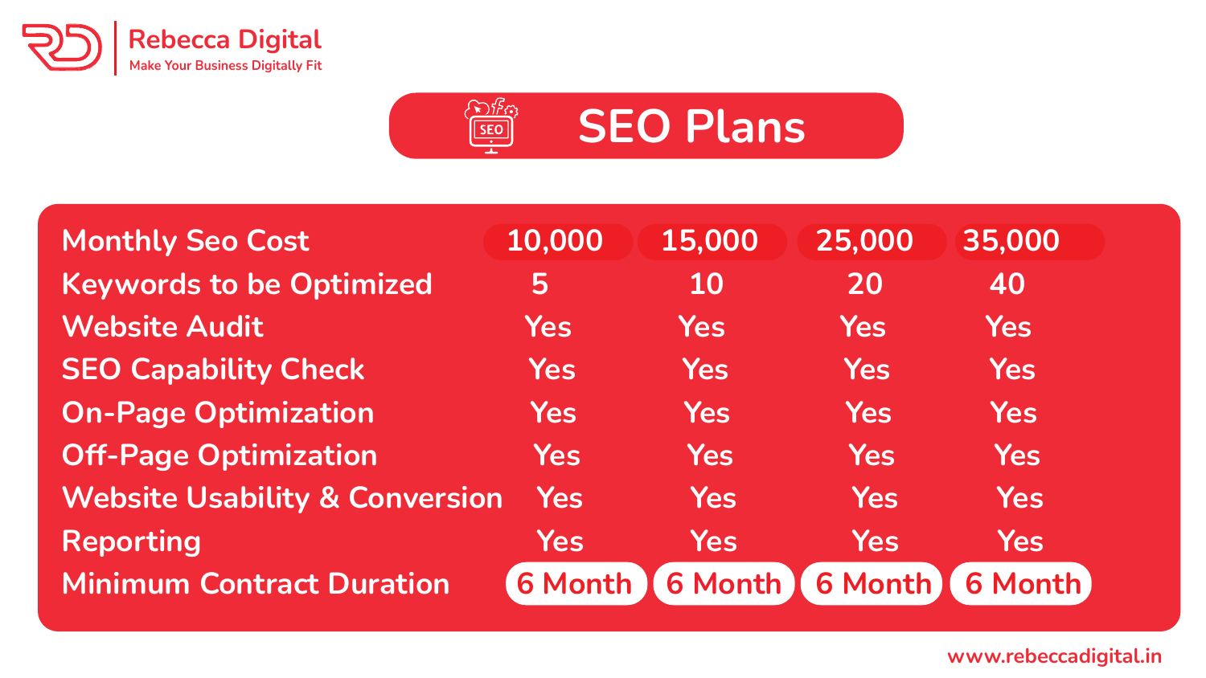Rebecca Digital

Make Your Business Digitally Fit

# SEO Plans

| Monthly Seo Cost | 10,000 | 15,000 | 25,000 | 35,000 |
|---|---|---|---|---|
| Keywords to be Optimized | 5 | 10 | 20 | 40 |
| Website Audit | Yes | Yes | Yes | Yes |
| SEO Capability Check | Yes | Yes | Yes | Yes |
| On-Page Optimization | Yes | Yes | Yes | Yes |
| Off-Page Optimization | Yes | Yes | Yes | Yes |
| Website Usability & Conversion | Yes | Yes | Yes | Yes |
| Reporting | Yes | Yes | Yes | Yes |
| Minimum Contract Duration | 6 Month | 6 Month | 6 Month | 6 Month |

www.rebeccadigital.in